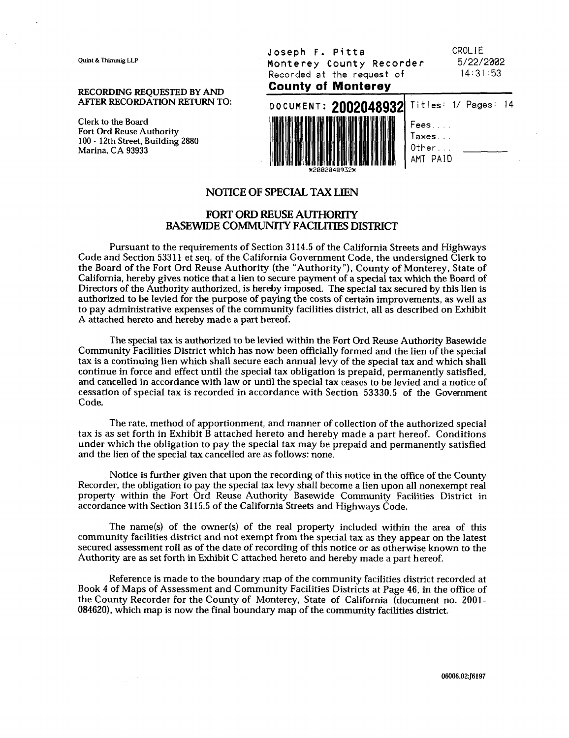Quint & Thimmig LLP

RECORDING REQUESTED BY AND AFTER RECORDATION RETURN TO:

Clerk to the Board
Fort Ord Reuse Authority
100 - 12th Street, Building 2880
Marina, CA 93933

Joseph F. Pitta
Monterey County Recorder
Recorded at the request of
**County of Monterey**

CROLIE
5/22/2002
14:31:53

DOCUMENT: **2002048932** Titles: 1/ Pages: 14

*2002048932*

Fees....
Taxes...
Other...
AMT PAID

## NOTICE OF SPECIAL TAX LIEN

## FORT ORD REUSE AUTHORITY BASEWIDE COMMUNITY FACILITIES DISTRICT

Pursuant to the requirements of Section 3114.5 of the California Streets and Highways Code and Section 53311 et seq. of the California Government Code, the undersigned Clerk to the Board of the Fort Ord Reuse Authority (the "Authority"), County of Monterey, State of California, hereby gives notice that a lien to secure payment of a special tax which the Board of Directors of the Authority authorized, is hereby imposed. The special tax secured by this lien is authorized to be levied for the purpose of paying the costs of certain improvements, as well as to pay administrative expenses of the community facilities district, all as described on Exhibit A attached hereto and hereby made a part hereof.

The special tax is authorized to be levied within the Fort Ord Reuse Authority Basewide Community Facilities District which has now been officially formed and the lien of the special tax is a continuing lien which shall secure each annual levy of the special tax and which shall continue in force and effect until the special tax obligation is prepaid, permanently satisfied, and cancelled in accordance with law or until the special tax ceases to be levied and a notice of cessation of special tax is recorded in accordance with Section 53330.5 of the Government Code.

The rate, method of apportionment, and manner of collection of the authorized special tax is as set forth in Exhibit B attached hereto and hereby made a part hereof. Conditions under which the obligation to pay the special tax may be prepaid and permanently satisfied and the lien of the special tax cancelled are as follows: none.

Notice is further given that upon the recording of this notice in the office of the County Recorder, the obligation to pay the special tax levy shall become a lien upon all nonexempt real property within the Fort Ord Reuse Authority Basewide Community Facilities District in accordance with Section 3115.5 of the California Streets and Highways Code.

The name(s) of the owner(s) of the real property included within the area of this community facilities district and not exempt from the special tax as they appear on the latest secured assessment roll as of the date of recording of this notice or as otherwise known to the Authority are as set forth in Exhibit C attached hereto and hereby made a part hereof.

Reference is made to the boundary map of the community facilities district recorded at Book 4 of Maps of Assessment and Community Facilities Districts at Page 46, in the office of the County Recorder for the County of Monterey, State of California (document no. 2001-084620), which map is now the final boundary map of the community facilities district.

06006.02:J6197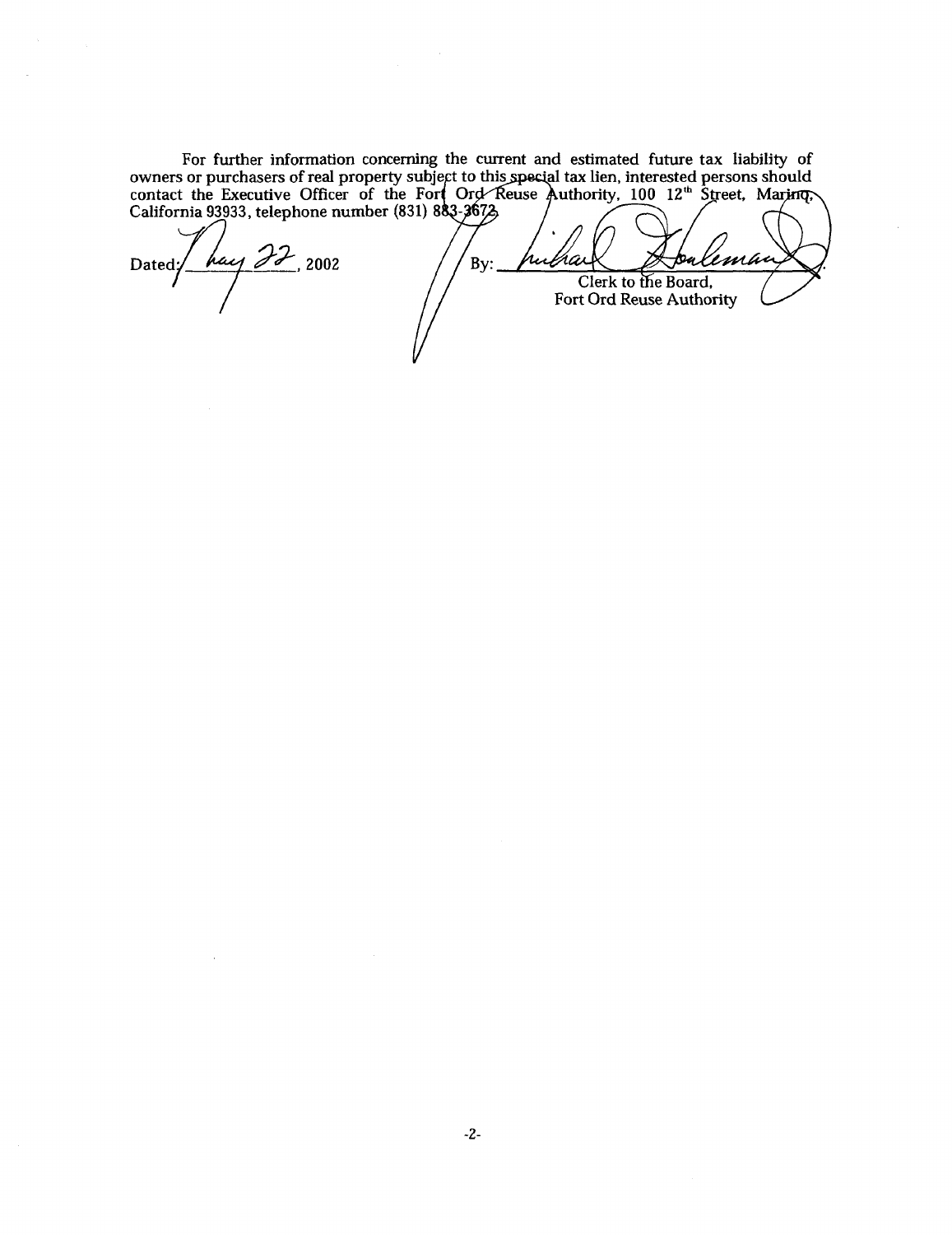For further information concerning the current and estimated future tax liability of owners or purchasers of real property subject to this special tax lien, interested persons should contact the Executive Officer of the Fort Ord Reuse Authority, 100 12th Street, Marina, California 93933, telephone number (831) 883-3672.

Dated: May 22, 2002

By: ______________________
Clerk to the Board,
Fort Ord Reuse Authority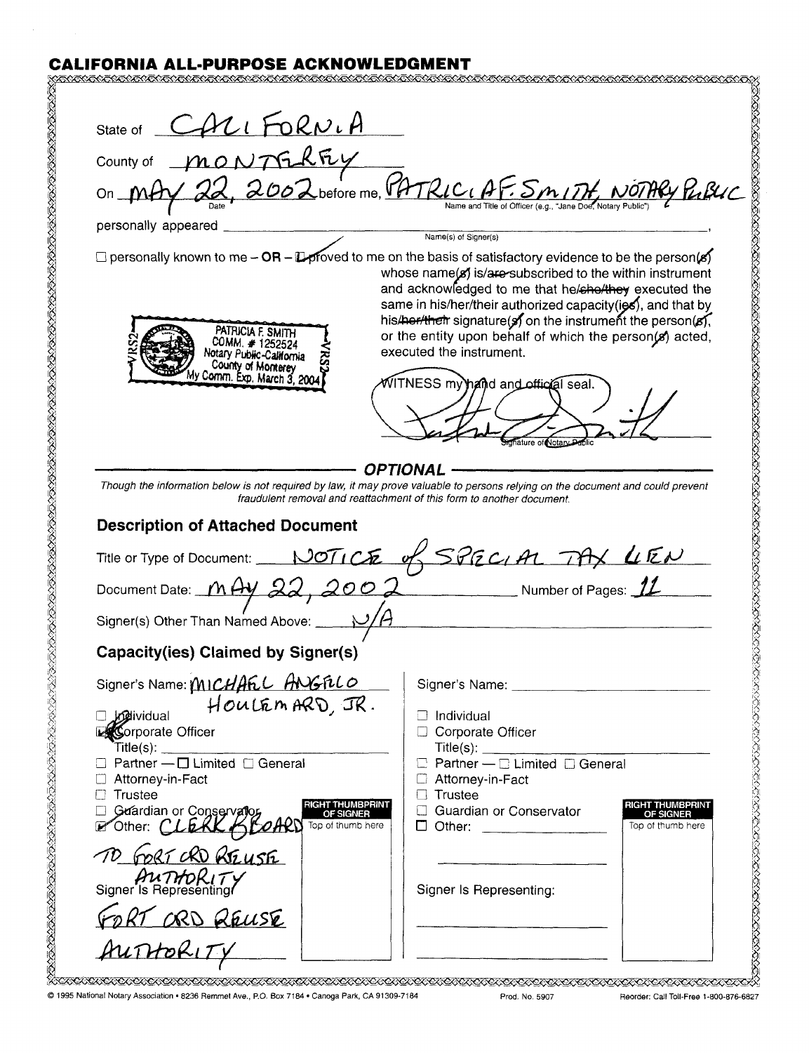## CALIFORNIA ALL-PURPOSE ACKNOWLEDGMENT

State of CALIFORNIA

County of MONTEREY

On MAY 22, 2002 before me, PATRICIA F. SMITH, NOTARY PUBLIC
Date — Name and Title of Officer (e.g., "Jane Doe, Notary Public")

personally appeared ____________________
Name(s) of Signer(s)

☐ personally known to me – **OR** – ☑ proved to me on the basis of satisfactory evidence to be the person~~(s)~~ whose name~~(s)~~ is/~~are~~ subscribed to the within instrument and acknowledged to me that he/~~she/they~~ executed the same in his/her/their authorized capacity~~(ies)~~, and that by his/~~her/their~~ signature~~(s)~~ on the instrument the person~~(s)~~, or the entity upon behalf of which the person~~(s)~~ acted, executed the instrument.

PATRICIA F. SMITH
COMM. # 1252524
Notary Public-California
County of Monterey
My Comm. Exp. March 3, 2004

WITNESS my hand and official seal.

Signature of Notary Public

### OPTIONAL

*Though the information below is not required by law, it may prove valuable to persons relying on the document and could prevent fraudulent removal and reattachment of this form to another document.*

### Description of Attached Document

Title or Type of Document: NOTICE of SPECIAL TAX LIEN

Document Date: MAY 22, 2002 Number of Pages: 11

Signer(s) Other Than Named Above: N/A

### Capacity(ies) Claimed by Signer(s)

Signer's Name: MICHAEL ANGELO HOULEMARD, JR.

- ☐ Individual
- ☒ Corporate Officer
  Title(s): ____________
- ☐ Partner — ☐ Limited ☐ General
- ☐ Attorney-in-Fact
- ☐ Trustee
- ☐ Guardian or Conservator
- ☒ Other: CLERK BOARD TO FORT ORD REUSE AUTHORITY

RIGHT THUMBPRINT OF SIGNER — Top of thumb here

Signer Is Representing: FORT ORD REUSE AUTHORITY

Signer's Name: ____________

- ☐ Individual
- ☐ Corporate Officer
  Title(s): ____________
- ☐ Partner — ☐ Limited ☐ General
- ☐ Attorney-in-Fact
- ☐ Trustee
- ☐ Guardian or Conservator
- ☐ Other: ____________

RIGHT THUMBPRINT OF SIGNER — Top of thumb here

Signer Is Representing: ____________

© 1995 National Notary Association • 8236 Remmet Ave., P.O. Box 7184 • Canoga Park, CA 91309-7184 Prod. No. 5907 Reorder: Call Toll-Free 1-800-876-6827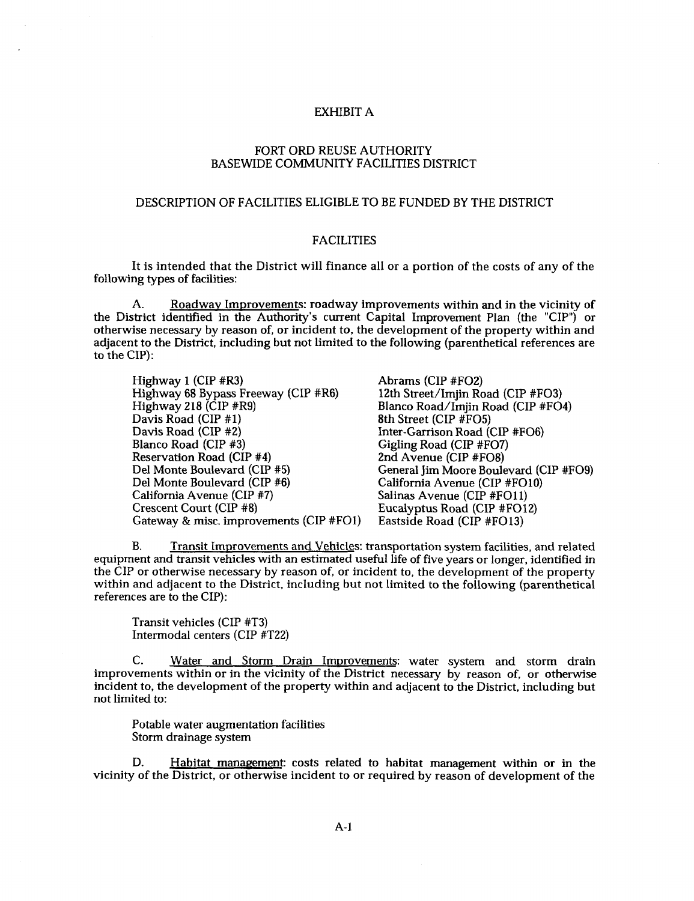# EXHIBIT A

## FORT ORD REUSE AUTHORITY
## BASEWIDE COMMUNITY FACILITIES DISTRICT

## DESCRIPTION OF FACILITIES ELIGIBLE TO BE FUNDED BY THE DISTRICT

### FACILITIES

It is intended that the District will finance all or a portion of the costs of any of the following types of facilities:

A. Roadway Improvements: roadway improvements within and in the vicinity of the District identified in the Authority's current Capital Improvement Plan (the "CIP") or otherwise necessary by reason of, or incident to, the development of the property within and adjacent to the District, including but not limited to the following (parenthetical references are to the CIP):

- Highway 1 (CIP #R3)
- Highway 68 Bypass Freeway (CIP #R6)
- Highway 218 (CIP #R9)
- Davis Road (CIP #1)
- Davis Road (CIP #2)
- Blanco Road (CIP #3)
- Reservation Road (CIP #4)
- Del Monte Boulevard (CIP #5)
- Del Monte Boulevard (CIP #6)
- California Avenue (CIP #7)
- Crescent Court (CIP #8)
- Gateway & misc. improvements (CIP #FO1)
- Abrams (CIP #FO2)
- 12th Street/Imjin Road (CIP #FO3)
- Blanco Road/Imjin Road (CIP #FO4)
- 8th Street (CIP #FO5)
- Inter-Garrison Road (CIP #FO6)
- Gigling Road (CIP #FO7)
- 2nd Avenue (CIP #FO8)
- General Jim Moore Boulevard (CIP #FO9)
- California Avenue (CIP #FO10)
- Salinas Avenue (CIP #FO11)
- Eucalyptus Road (CIP #FO12)
- Eastside Road (CIP #FO13)

B. Transit Improvements and Vehicles: transportation system facilities, and related equipment and transit vehicles with an estimated useful life of five years or longer, identified in the CIP or otherwise necessary by reason of, or incident to, the development of the property within and adjacent to the District, including but not limited to the following (parenthetical references are to the CIP):

- Transit vehicles (CIP #T3)
- Intermodal centers (CIP #T22)

C. Water and Storm Drain Improvements: water system and storm drain improvements within or in the vicinity of the District necessary by reason of, or otherwise incident to, the development of the property within and adjacent to the District, including but not limited to:

- Potable water augmentation facilities
- Storm drainage system

D. Habitat management: costs related to habitat management within or in the vicinity of the District, or otherwise incident to or required by reason of development of the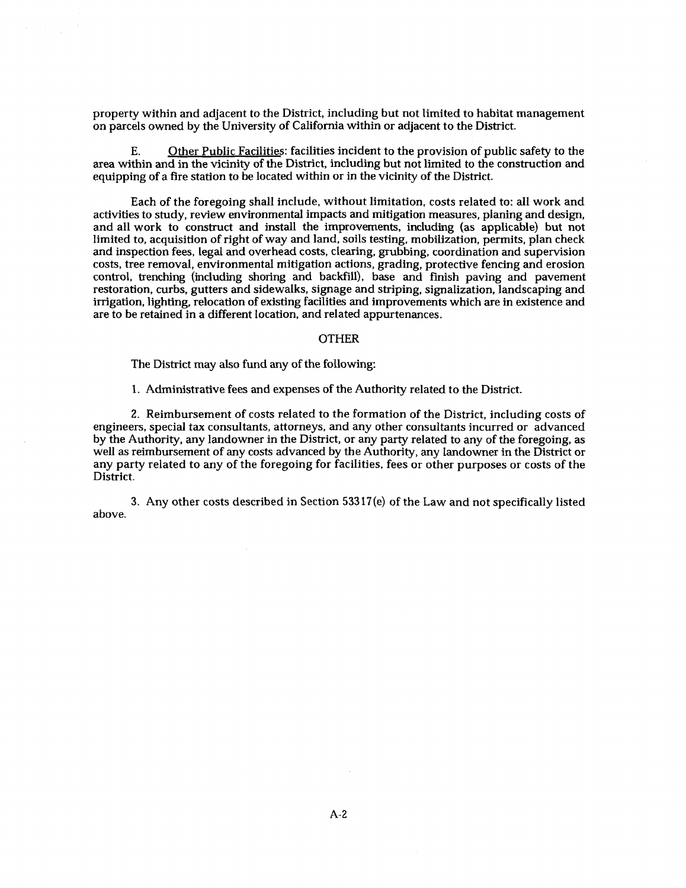property within and adjacent to the District, including but not limited to habitat management on parcels owned by the University of California within or adjacent to the District.

E. Other Public Facilities: facilities incident to the provision of public safety to the area within and in the vicinity of the District, including but not limited to the construction and equipping of a fire station to be located within or in the vicinity of the District.

Each of the foregoing shall include, without limitation, costs related to: all work and activities to study, review environmental impacts and mitigation measures, planing and design, and all work to construct and install the improvements, including (as applicable) but not limited to, acquisition of right of way and land, soils testing, mobilization, permits, plan check and inspection fees, legal and overhead costs, clearing, grubbing, coordination and supervision costs, tree removal, environmental mitigation actions, grading, protective fencing and erosion control, trenching (including shoring and backfill), base and finish paving and pavement restoration, curbs, gutters and sidewalks, signage and striping, signalization, landscaping and irrigation, lighting, relocation of existing facilities and improvements which are in existence and are to be retained in a different location, and related appurtenances.

## OTHER

The District may also fund any of the following:

1. Administrative fees and expenses of the Authority related to the District.

2. Reimbursement of costs related to the formation of the District, including costs of engineers, special tax consultants, attorneys, and any other consultants incurred or advanced by the Authority, any landowner in the District, or any party related to any of the foregoing, as well as reimbursement of any costs advanced by the Authority, any landowner in the District or any party related to any of the foregoing for facilities, fees or other purposes or costs of the District.

3. Any other costs described in Section 53317(e) of the Law and not specifically listed above.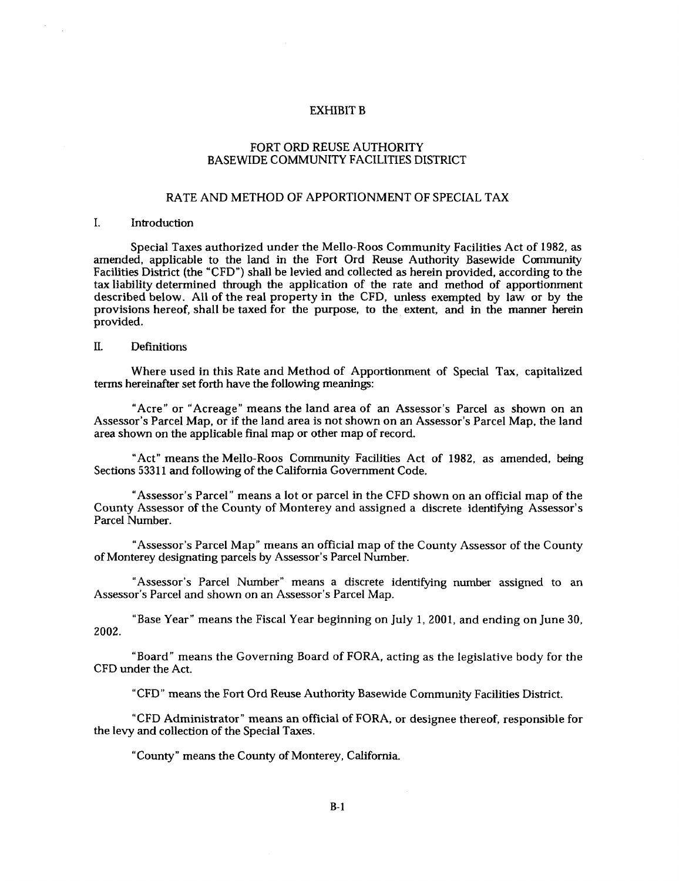EXHIBIT B

# FORT ORD REUSE AUTHORITY
# BASEWIDE COMMUNITY FACILITIES DISTRICT

## RATE AND METHOD OF APPORTIONMENT OF SPECIAL TAX

### I. Introduction

Special Taxes authorized under the Mello-Roos Community Facilities Act of 1982, as amended, applicable to the land in the Fort Ord Reuse Authority Basewide Community Facilities District (the "CFD") shall be levied and collected as herein provided, according to the tax liability determined through the application of the rate and method of apportionment described below. All of the real property in the CFD, unless exempted by law or by the provisions hereof, shall be taxed for the purpose, to the extent, and in the manner herein provided.

### II. Definitions

Where used in this Rate and Method of Apportionment of Special Tax, capitalized terms hereinafter set forth have the following meanings:

"Acre" or "Acreage" means the land area of an Assessor's Parcel as shown on an Assessor's Parcel Map, or if the land area is not shown on an Assessor's Parcel Map, the land area shown on the applicable final map or other map of record.

"Act" means the Mello-Roos Community Facilities Act of 1982, as amended, being Sections 53311 and following of the California Government Code.

"Assessor's Parcel" means a lot or parcel in the CFD shown on an official map of the County Assessor of the County of Monterey and assigned a discrete identifying Assessor's Parcel Number.

"Assessor's Parcel Map" means an official map of the County Assessor of the County of Monterey designating parcels by Assessor's Parcel Number.

"Assessor's Parcel Number" means a discrete identifying number assigned to an Assessor's Parcel and shown on an Assessor's Parcel Map.

"Base Year" means the Fiscal Year beginning on July 1, 2001, and ending on June 30, 2002.

"Board" means the Governing Board of FORA, acting as the legislative body for the CFD under the Act.

"CFD" means the Fort Ord Reuse Authority Basewide Community Facilities District.

"CFD Administrator" means an official of FORA, or designee thereof, responsible for the levy and collection of the Special Taxes.

"County" means the County of Monterey, California.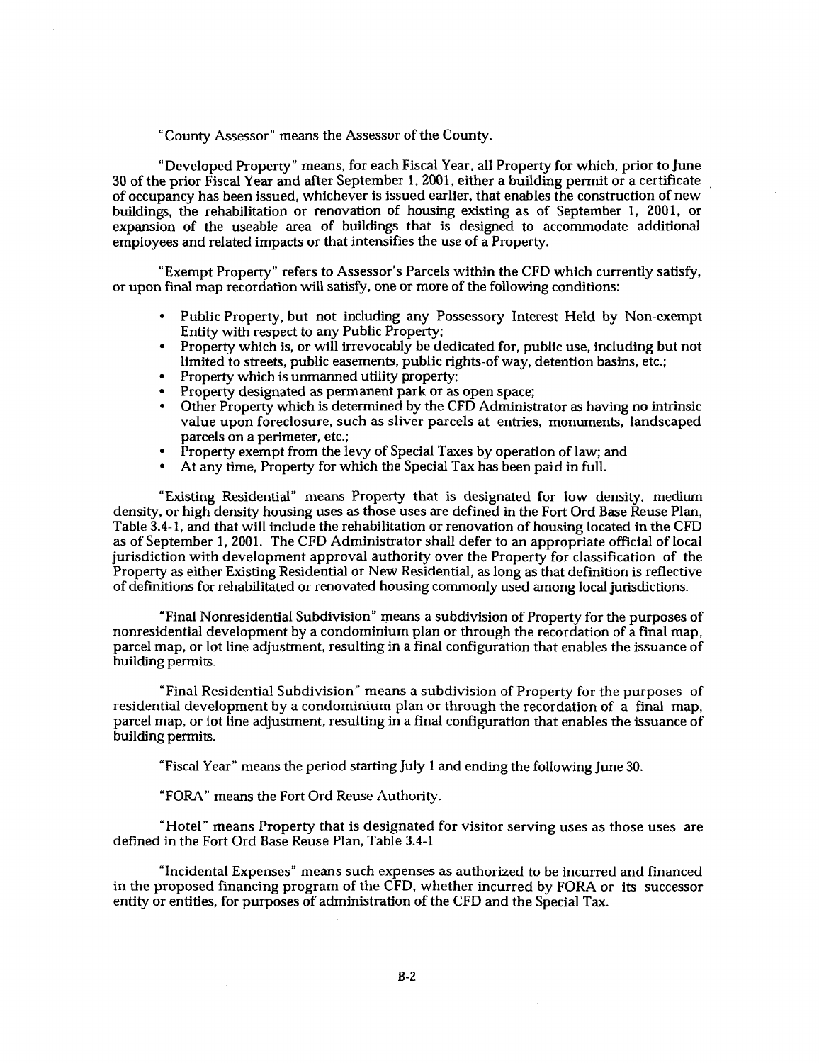"County Assessor" means the Assessor of the County.

"Developed Property" means, for each Fiscal Year, all Property for which, prior to June 30 of the prior Fiscal Year and after September 1, 2001, either a building permit or a certificate of occupancy has been issued, whichever is issued earlier, that enables the construction of new buildings, the rehabilitation or renovation of housing existing as of September 1, 2001, or expansion of the useable area of buildings that is designed to accommodate additional employees and related impacts or that intensifies the use of a Property.

"Exempt Property" refers to Assessor's Parcels within the CFD which currently satisfy, or upon final map recordation will satisfy, one or more of the following conditions:

- Public Property, but not including any Possessory Interest Held by Non-exempt Entity with respect to any Public Property;
- Property which is, or will irrevocably be dedicated for, public use, including but not limited to streets, public easements, public rights-of way, detention basins, etc.;
- Property which is unmanned utility property;
- Property designated as permanent park or as open space;
- Other Property which is determined by the CFD Administrator as having no intrinsic value upon foreclosure, such as sliver parcels at entries, monuments, landscaped parcels on a perimeter, etc.;
- Property exempt from the levy of Special Taxes by operation of law; and
- At any time, Property for which the Special Tax has been paid in full.

"Existing Residential" means Property that is designated for low density, medium density, or high density housing uses as those uses are defined in the Fort Ord Base Reuse Plan, Table 3.4-1, and that will include the rehabilitation or renovation of housing located in the CFD as of September 1, 2001. The CFD Administrator shall defer to an appropriate official of local jurisdiction with development approval authority over the Property for classification of the Property as either Existing Residential or New Residential, as long as that definition is reflective of definitions for rehabilitated or renovated housing commonly used among local jurisdictions.

"Final Nonresidential Subdivision" means a subdivision of Property for the purposes of nonresidential development by a condominium plan or through the recordation of a final map, parcel map, or lot line adjustment, resulting in a final configuration that enables the issuance of building permits.

"Final Residential Subdivision" means a subdivision of Property for the purposes of residential development by a condominium plan or through the recordation of a final map, parcel map, or lot line adjustment, resulting in a final configuration that enables the issuance of building permits.

"Fiscal Year" means the period starting July 1 and ending the following June 30.

"FORA" means the Fort Ord Reuse Authority.

"Hotel" means Property that is designated for visitor serving uses as those uses are defined in the Fort Ord Base Reuse Plan, Table 3.4-1

"Incidental Expenses" means such expenses as authorized to be incurred and financed in the proposed financing program of the CFD, whether incurred by FORA or its successor entity or entities, for purposes of administration of the CFD and the Special Tax.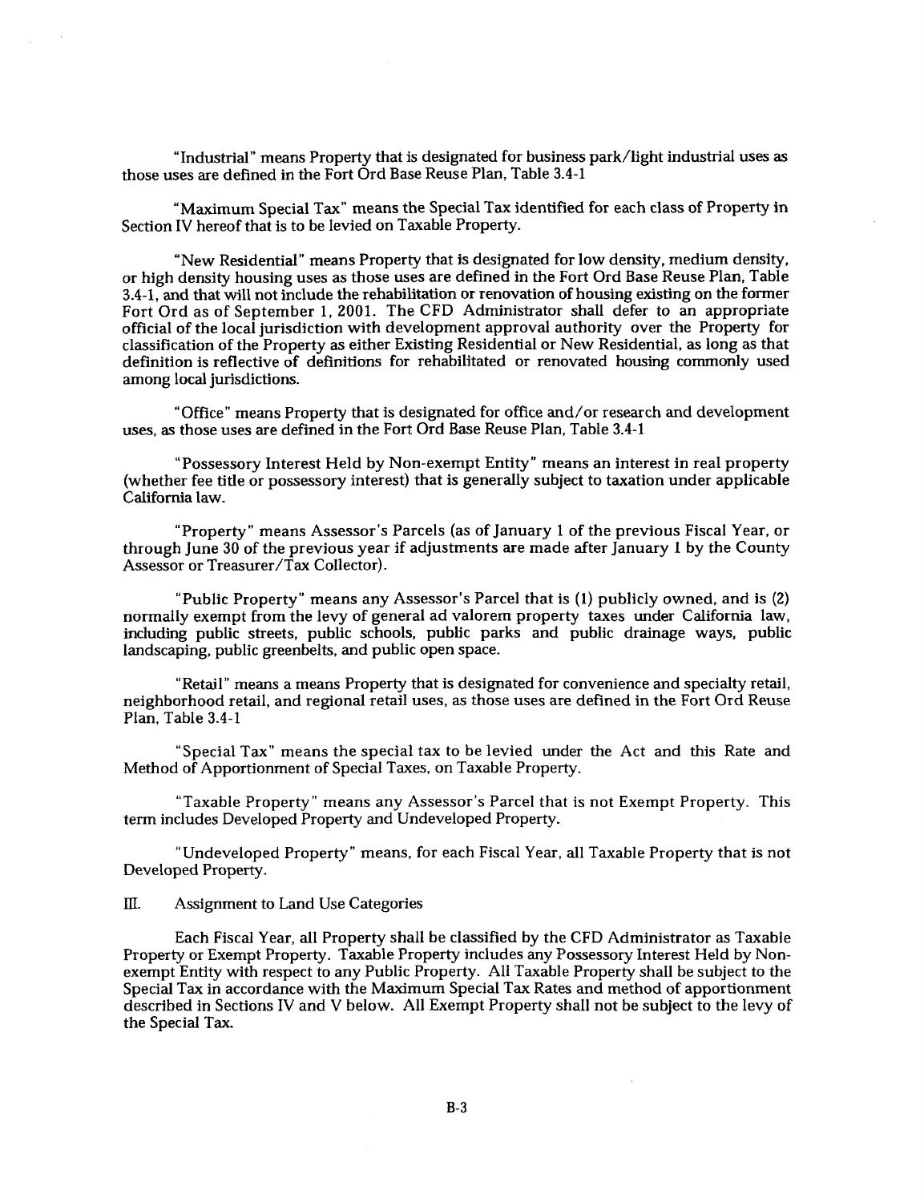"Industrial" means Property that is designated for business park/light industrial uses as those uses are defined in the Fort Ord Base Reuse Plan, Table 3.4-1

"Maximum Special Tax" means the Special Tax identified for each class of Property in Section IV hereof that is to be levied on Taxable Property.

"New Residential" means Property that is designated for low density, medium density, or high density housing uses as those uses are defined in the Fort Ord Base Reuse Plan, Table 3.4-1, and that will not include the rehabilitation or renovation of housing existing on the former Fort Ord as of September 1, 2001. The CFD Administrator shall defer to an appropriate official of the local jurisdiction with development approval authority over the Property for classification of the Property as either Existing Residential or New Residential, as long as that definition is reflective of definitions for rehabilitated or renovated housing commonly used among local jurisdictions.

"Office" means Property that is designated for office and/or research and development uses, as those uses are defined in the Fort Ord Base Reuse Plan, Table 3.4-1

"Possessory Interest Held by Non-exempt Entity" means an interest in real property (whether fee title or possessory interest) that is generally subject to taxation under applicable California law.

"Property" means Assessor's Parcels (as of January 1 of the previous Fiscal Year, or through June 30 of the previous year if adjustments are made after January 1 by the County Assessor or Treasurer/Tax Collector).

"Public Property" means any Assessor's Parcel that is (1) publicly owned, and is (2) normally exempt from the levy of general ad valorem property taxes under California law, including public streets, public schools, public parks and public drainage ways, public landscaping, public greenbelts, and public open space.

"Retail" means a means Property that is designated for convenience and specialty retail, neighborhood retail, and regional retail uses, as those uses are defined in the Fort Ord Reuse Plan, Table 3.4-1

"Special Tax" means the special tax to be levied under the Act and this Rate and Method of Apportionment of Special Taxes, on Taxable Property.

"Taxable Property" means any Assessor's Parcel that is not Exempt Property. This term includes Developed Property and Undeveloped Property.

"Undeveloped Property" means, for each Fiscal Year, all Taxable Property that is not Developed Property.

III. Assignment to Land Use Categories

Each Fiscal Year, all Property shall be classified by the CFD Administrator as Taxable Property or Exempt Property. Taxable Property includes any Possessory Interest Held by Non-exempt Entity with respect to any Public Property. All Taxable Property shall be subject to the Special Tax in accordance with the Maximum Special Tax Rates and method of apportionment described in Sections IV and V below. All Exempt Property shall not be subject to the levy of the Special Tax.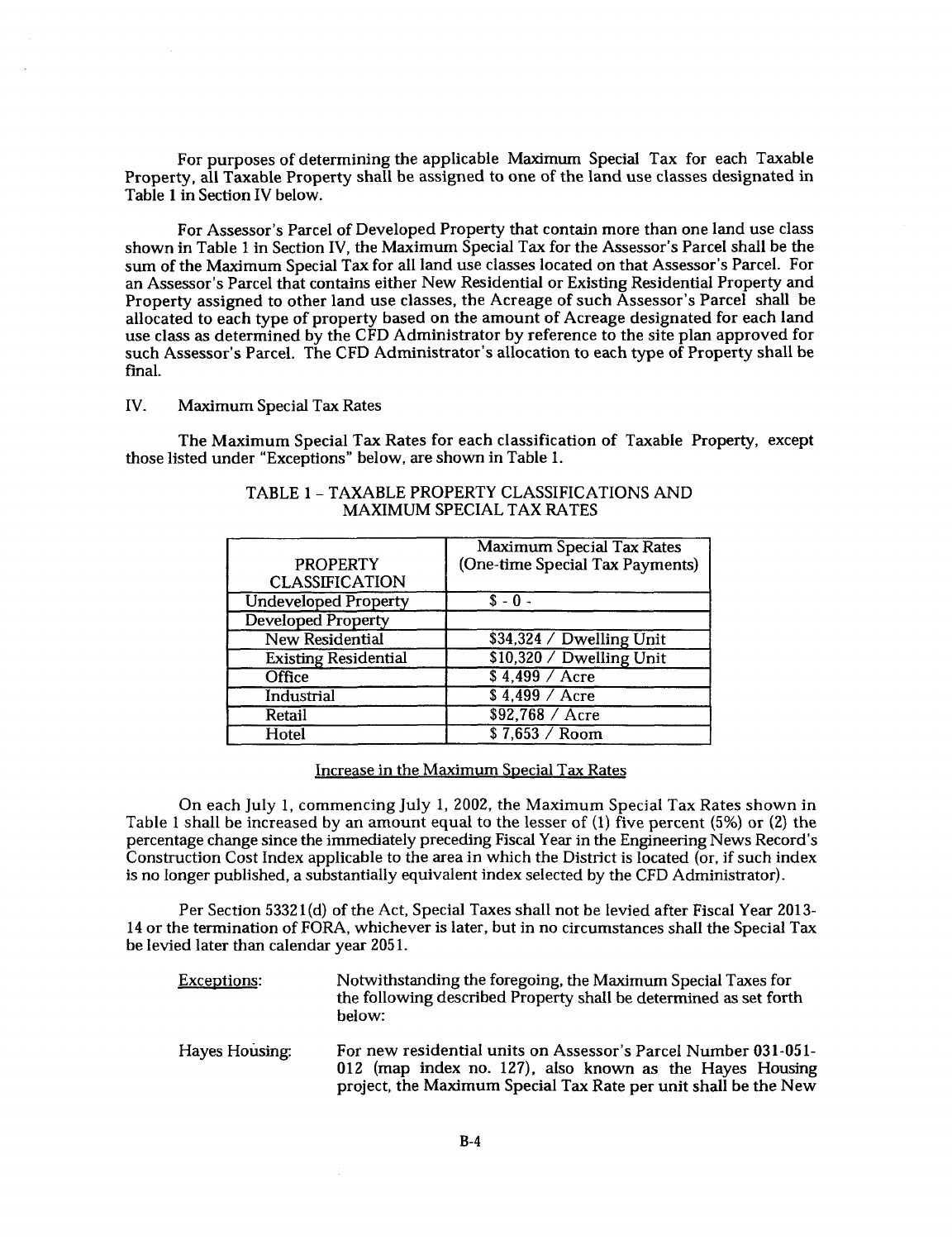For purposes of determining the applicable Maximum Special Tax for each Taxable Property, all Taxable Property shall be assigned to one of the land use classes designated in Table 1 in Section IV below.

For Assessor's Parcel of Developed Property that contain more than one land use class shown in Table 1 in Section IV, the Maximum Special Tax for the Assessor's Parcel shall be the sum of the Maximum Special Tax for all land use classes located on that Assessor's Parcel. For an Assessor's Parcel that contains either New Residential or Existing Residential Property and Property assigned to other land use classes, the Acreage of such Assessor's Parcel shall be allocated to each type of property based on the amount of Acreage designated for each land use class as determined by the CFD Administrator by reference to the site plan approved for such Assessor's Parcel. The CFD Administrator's allocation to each type of Property shall be final.

## IV. Maximum Special Tax Rates

The Maximum Special Tax Rates for each classification of Taxable Property, except those listed under "Exceptions" below, are shown in Table 1.

### TABLE 1 – TAXABLE PROPERTY CLASSIFICATIONS AND MAXIMUM SPECIAL TAX RATES

| PROPERTY CLASSIFICATION | Maximum Special Tax Rates (One-time Special Tax Payments) |
|---|---|
| Undeveloped Property | $ - 0 - |
| Developed Property | |
| New Residential | $34,324 / Dwelling Unit |
| Existing Residential | $10,320 / Dwelling Unit |
| Office | $ 4,499 / Acre |
| Industrial | $ 4,499 / Acre |
| Retail | $92,768 / Acre |
| Hotel | $ 7,653 / Room |

Increase in the Maximum Special Tax Rates

On each July 1, commencing July 1, 2002, the Maximum Special Tax Rates shown in Table 1 shall be increased by an amount equal to the lesser of (1) five percent (5%) or (2) the percentage change since the immediately preceding Fiscal Year in the Engineering News Record's Construction Cost Index applicable to the area in which the District is located (or, if such index is no longer published, a substantially equivalent index selected by the CFD Administrator).

Per Section 53321(d) of the Act, Special Taxes shall not be levied after Fiscal Year 2013-14 or the termination of FORA, whichever is later, but in no circumstances shall the Special Tax be levied later than calendar year 2051.

Exceptions: Notwithstanding the foregoing, the Maximum Special Taxes for the following described Property shall be determined as set forth below:

Hayes Housing: For new residential units on Assessor's Parcel Number 031-051-012 (map index no. 127), also known as the Hayes Housing project, the Maximum Special Tax Rate per unit shall be the New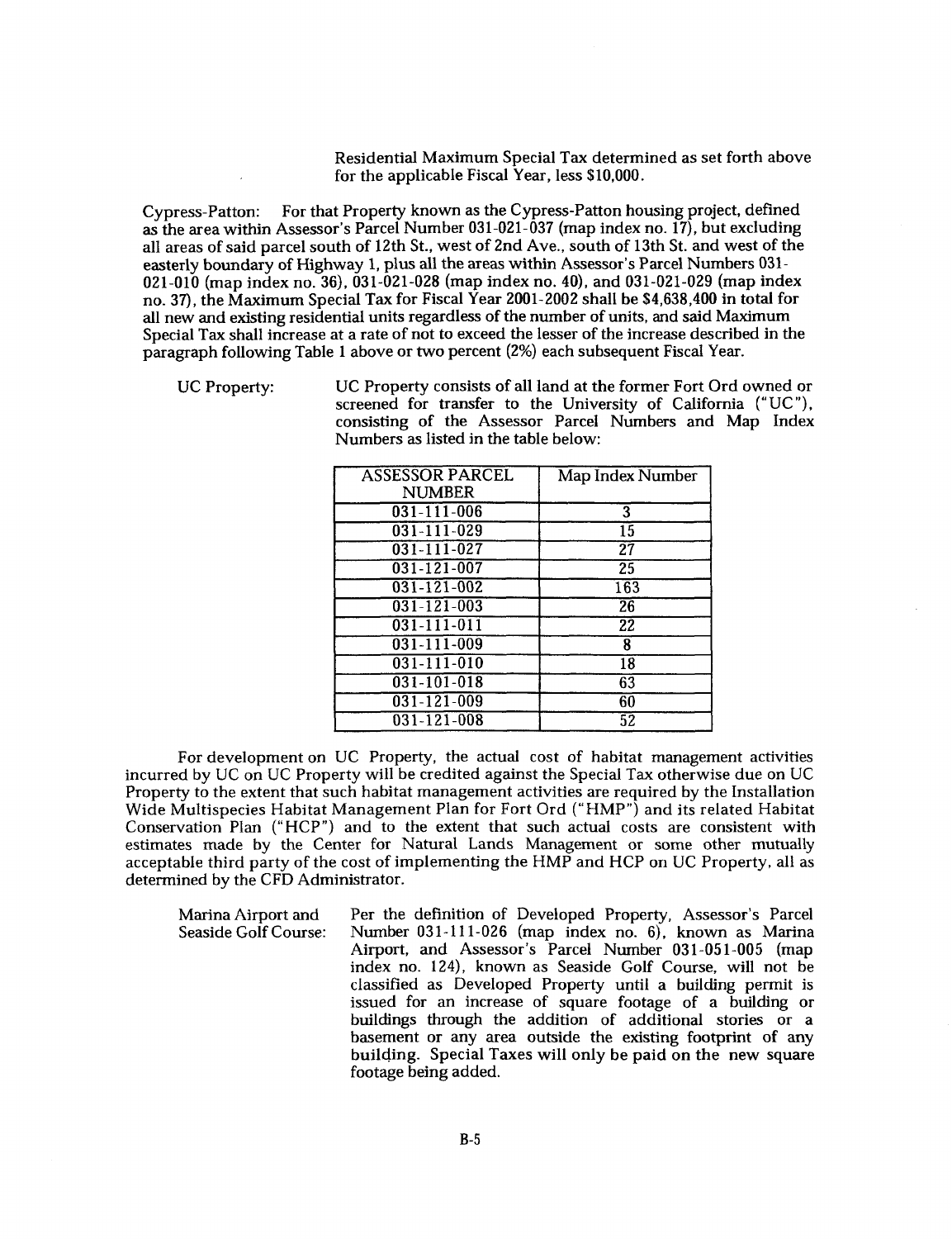Residential Maximum Special Tax determined as set forth above for the applicable Fiscal Year, less $10,000.

Cypress-Patton: For that Property known as the Cypress-Patton housing project, defined as the area within Assessor's Parcel Number 031-021-037 (map index no. 17), but excluding all areas of said parcel south of 12th St., west of 2nd Ave., south of 13th St. and west of the easterly boundary of Highway 1, plus all the areas within Assessor's Parcel Numbers 031-021-010 (map index no. 36), 031-021-028 (map index no. 40), and 031-021-029 (map index no. 37), the Maximum Special Tax for Fiscal Year 2001-2002 shall be $4,638,400 in total for all new and existing residential units regardless of the number of units, and said Maximum Special Tax shall increase at a rate of not to exceed the lesser of the increase described in the paragraph following Table 1 above or two percent (2%) each subsequent Fiscal Year.

UC Property: UC Property consists of all land at the former Fort Ord owned or screened for transfer to the University of California ("UC"), consisting of the Assessor Parcel Numbers and Map Index Numbers as listed in the table below:

| ASSESSOR PARCEL NUMBER | Map Index Number |
|---|---|
| 031-111-006 | 3 |
| 031-111-029 | 15 |
| 031-111-027 | 27 |
| 031-121-007 | 25 |
| 031-121-002 | 163 |
| 031-121-003 | 26 |
| 031-111-011 | 22 |
| 031-111-009 | 8 |
| 031-111-010 | 18 |
| 031-101-018 | 63 |
| 031-121-009 | 60 |
| 031-121-008 | 52 |

For development on UC Property, the actual cost of habitat management activities incurred by UC on UC Property will be credited against the Special Tax otherwise due on UC Property to the extent that such habitat management activities are required by the Installation Wide Multispecies Habitat Management Plan for Fort Ord ("HMP") and its related Habitat Conservation Plan ("HCP") and to the extent that such actual costs are consistent with estimates made by the Center for Natural Lands Management or some other mutually acceptable third party of the cost of implementing the HMP and HCP on UC Property, all as determined by the CFD Administrator.

Marina Airport and Seaside Golf Course: Per the definition of Developed Property, Assessor's Parcel Number 031-111-026 (map index no. 6), known as Marina Airport, and Assessor's Parcel Number 031-051-005 (map index no. 124), known as Seaside Golf Course, will not be classified as Developed Property until a building permit is issued for an increase of square footage of a building or buildings through the addition of additional stories or a basement or any area outside the existing footprint of any building. Special Taxes will only be paid on the new square footage being added.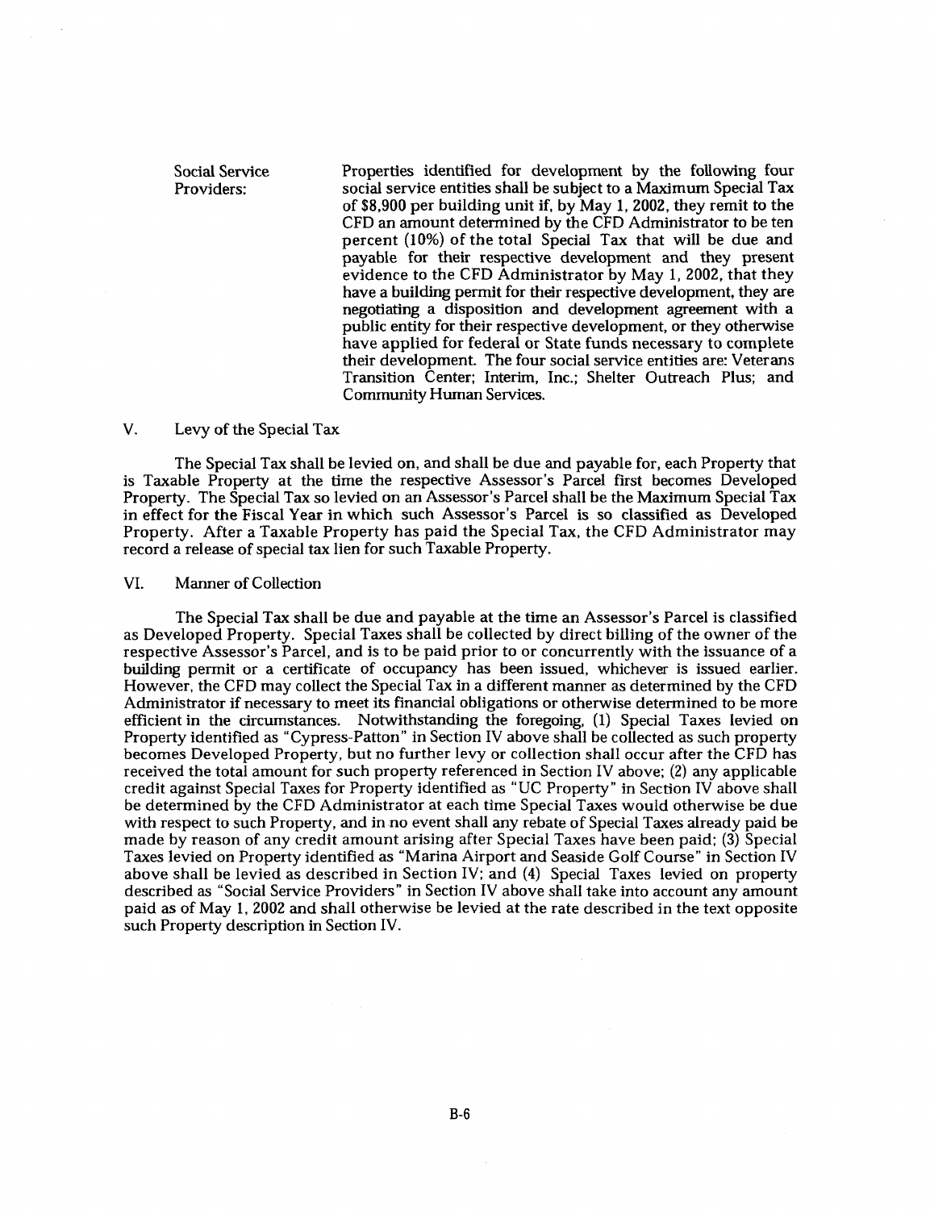Social Service Providers: Properties identified for development by the following four social service entities shall be subject to a Maximum Special Tax of $8,900 per building unit if, by May 1, 2002, they remit to the CFD an amount determined by the CFD Administrator to be ten percent (10%) of the total Special Tax that will be due and payable for their respective development and they present evidence to the CFD Administrator by May 1, 2002, that they have a building permit for their respective development, they are negotiating a disposition and development agreement with a public entity for their respective development, or they otherwise have applied for federal or State funds necessary to complete their development. The four social service entities are: Veterans Transition Center; Interim, Inc.; Shelter Outreach Plus; and Community Human Services.

## V. Levy of the Special Tax

The Special Tax shall be levied on, and shall be due and payable for, each Property that is Taxable Property at the time the respective Assessor's Parcel first becomes Developed Property. The Special Tax so levied on an Assessor's Parcel shall be the Maximum Special Tax in effect for the Fiscal Year in which such Assessor's Parcel is so classified as Developed Property. After a Taxable Property has paid the Special Tax, the CFD Administrator may record a release of special tax lien for such Taxable Property.

## VI. Manner of Collection

The Special Tax shall be due and payable at the time an Assessor's Parcel is classified as Developed Property. Special Taxes shall be collected by direct billing of the owner of the respective Assessor's Parcel, and is to be paid prior to or concurrently with the issuance of a building permit or a certificate of occupancy has been issued, whichever is issued earlier. However, the CFD may collect the Special Tax in a different manner as determined by the CFD Administrator if necessary to meet its financial obligations or otherwise determined to be more efficient in the circumstances. Notwithstanding the foregoing, (1) Special Taxes levied on Property identified as "Cypress-Patton" in Section IV above shall be collected as such property becomes Developed Property, but no further levy or collection shall occur after the CFD has received the total amount for such property referenced in Section IV above; (2) any applicable credit against Special Taxes for Property identified as "UC Property" in Section IV above shall be determined by the CFD Administrator at each time Special Taxes would otherwise be due with respect to such Property, and in no event shall any rebate of Special Taxes already paid be made by reason of any credit amount arising after Special Taxes have been paid; (3) Special Taxes levied on Property identified as "Marina Airport and Seaside Golf Course" in Section IV above shall be levied as described in Section IV; and (4) Special Taxes levied on property described as "Social Service Providers" in Section IV above shall take into account any amount paid as of May 1, 2002 and shall otherwise be levied at the rate described in the text opposite such Property description in Section IV.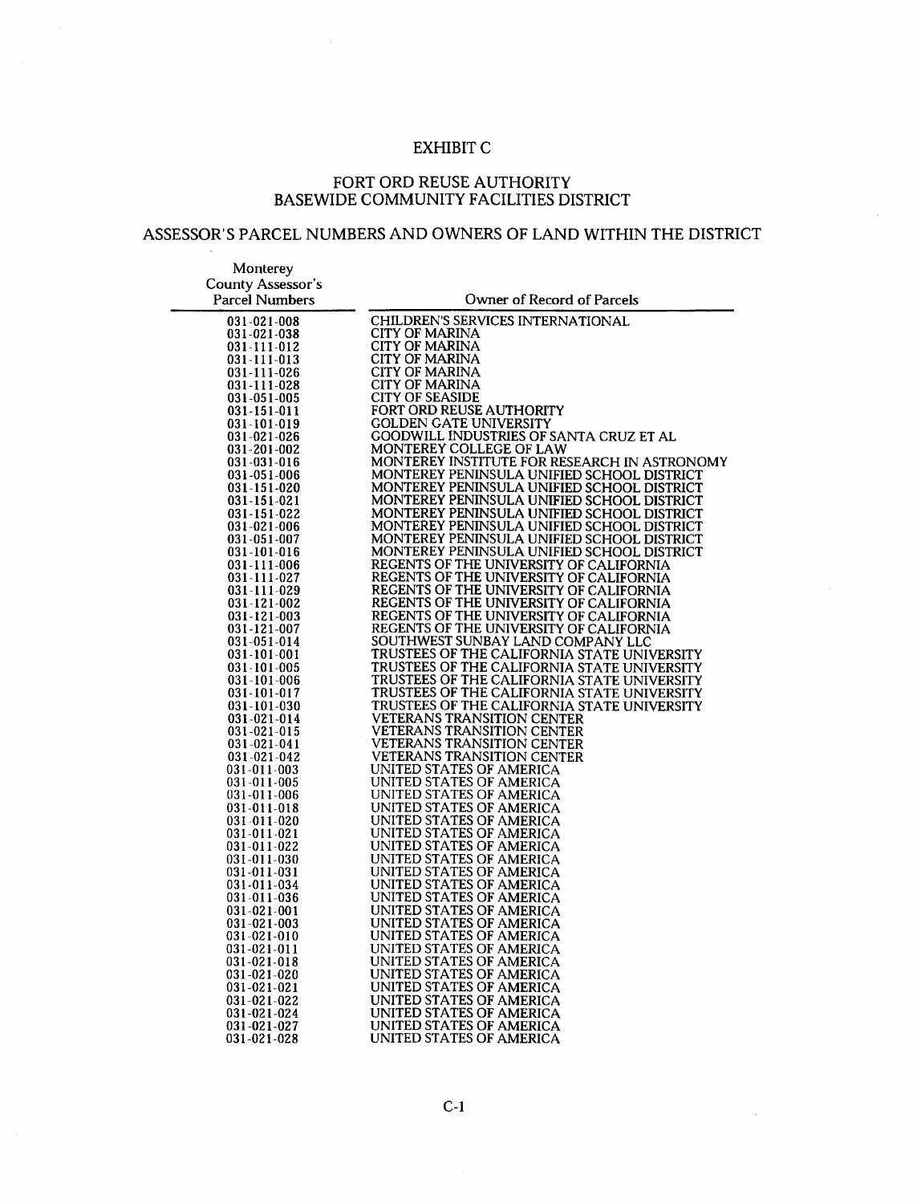# EXHIBIT C

## FORT ORD REUSE AUTHORITY
## BASEWIDE COMMUNITY FACILITIES DISTRICT

### ASSESSOR'S PARCEL NUMBERS AND OWNERS OF LAND WITHIN THE DISTRICT

| Monterey County Assessor's Parcel Numbers | Owner of Record of Parcels |
|---|---|
| 031-021-008 | CHILDREN'S SERVICES INTERNATIONAL |
| 031-021-038 | CITY OF MARINA |
| 031-111-012 | CITY OF MARINA |
| 031-111-013 | CITY OF MARINA |
| 031-111-026 | CITY OF MARINA |
| 031-111-028 | CITY OF MARINA |
| 031-051-005 | CITY OF SEASIDE |
| 031-151-011 | FORT ORD REUSE AUTHORITY |
| 031-101-019 | GOLDEN GATE UNIVERSITY |
| 031-021-026 | GOODWILL INDUSTRIES OF SANTA CRUZ ET AL |
| 031-201-002 | MONTEREY COLLEGE OF LAW |
| 031-031-016 | MONTEREY INSTITUTE FOR RESEARCH IN ASTRONOMY |
| 031-051-006 | MONTEREY PENINSULA UNIFIED SCHOOL DISTRICT |
| 031-151-020 | MONTEREY PENINSULA UNIFIED SCHOOL DISTRICT |
| 031-151-021 | MONTEREY PENINSULA UNIFIED SCHOOL DISTRICT |
| 031-151-022 | MONTEREY PENINSULA UNIFIED SCHOOL DISTRICT |
| 031-021-006 | MONTEREY PENINSULA UNIFIED SCHOOL DISTRICT |
| 031-051-007 | MONTEREY PENINSULA UNIFIED SCHOOL DISTRICT |
| 031-101-016 | MONTEREY PENINSULA UNIFIED SCHOOL DISTRICT |
| 031-111-006 | REGENTS OF THE UNIVERSITY OF CALIFORNIA |
| 031-111-027 | REGENTS OF THE UNIVERSITY OF CALIFORNIA |
| 031-111-029 | REGENTS OF THE UNIVERSITY OF CALIFORNIA |
| 031-121-002 | REGENTS OF THE UNIVERSITY OF CALIFORNIA |
| 031-121-003 | REGENTS OF THE UNIVERSITY OF CALIFORNIA |
| 031-121-007 | REGENTS OF THE UNIVERSITY OF CALIFORNIA |
| 031-051-014 | SOUTHWEST SUNBAY LAND COMPANY LLC |
| 031-101-001 | TRUSTEES OF THE CALIFORNIA STATE UNIVERSITY |
| 031-101-005 | TRUSTEES OF THE CALIFORNIA STATE UNIVERSITY |
| 031-101-006 | TRUSTEES OF THE CALIFORNIA STATE UNIVERSITY |
| 031-101-017 | TRUSTEES OF THE CALIFORNIA STATE UNIVERSITY |
| 031-101-030 | TRUSTEES OF THE CALIFORNIA STATE UNIVERSITY |
| 031-021-014 | VETERANS TRANSITION CENTER |
| 031-021-015 | VETERANS TRANSITION CENTER |
| 031-021-041 | VETERANS TRANSITION CENTER |
| 031-021-042 | VETERANS TRANSITION CENTER |
| 031-011-003 | UNITED STATES OF AMERICA |
| 031-011-005 | UNITED STATES OF AMERICA |
| 031-011-006 | UNITED STATES OF AMERICA |
| 031-011-018 | UNITED STATES OF AMERICA |
| 031-011-020 | UNITED STATES OF AMERICA |
| 031-011-021 | UNITED STATES OF AMERICA |
| 031-011-022 | UNITED STATES OF AMERICA |
| 031-011-030 | UNITED STATES OF AMERICA |
| 031-011-031 | UNITED STATES OF AMERICA |
| 031-011-034 | UNITED STATES OF AMERICA |
| 031-011-036 | UNITED STATES OF AMERICA |
| 031-021-001 | UNITED STATES OF AMERICA |
| 031-021-003 | UNITED STATES OF AMERICA |
| 031-021-010 | UNITED STATES OF AMERICA |
| 031-021-011 | UNITED STATES OF AMERICA |
| 031-021-018 | UNITED STATES OF AMERICA |
| 031-021-020 | UNITED STATES OF AMERICA |
| 031-021-021 | UNITED STATES OF AMERICA |
| 031-021-022 | UNITED STATES OF AMERICA |
| 031-021-024 | UNITED STATES OF AMERICA |
| 031-021-027 | UNITED STATES OF AMERICA |
| 031-021-028 | UNITED STATES OF AMERICA |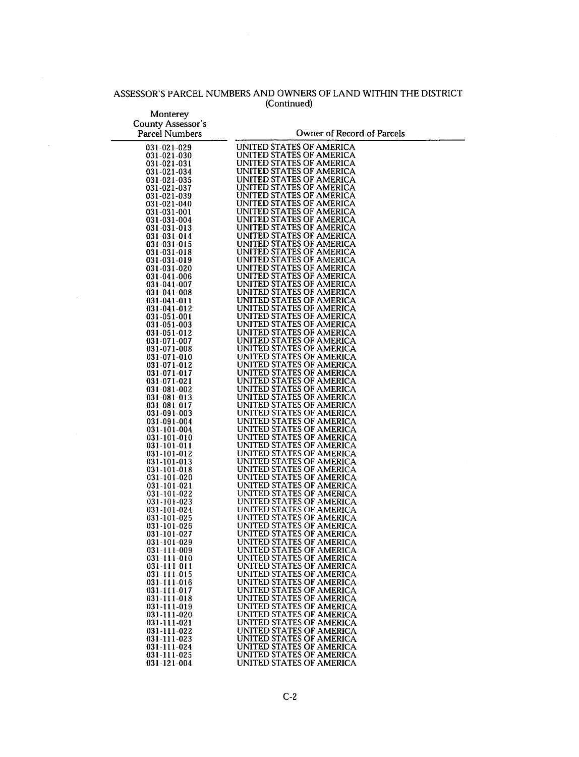ASSESSOR'S PARCEL NUMBERS AND OWNERS OF LAND WITHIN THE DISTRICT
(Continued)

| Monterey County Assessor's Parcel Numbers | Owner of Record of Parcels |
|---|---|
| 031-021-029 | UNITED STATES OF AMERICA |
| 031-021-030 | UNITED STATES OF AMERICA |
| 031-021-031 | UNITED STATES OF AMERICA |
| 031-021-034 | UNITED STATES OF AMERICA |
| 031-021-035 | UNITED STATES OF AMERICA |
| 031-021-037 | UNITED STATES OF AMERICA |
| 031-021-039 | UNITED STATES OF AMERICA |
| 031-021-040 | UNITED STATES OF AMERICA |
| 031-031-001 | UNITED STATES OF AMERICA |
| 031-031-004 | UNITED STATES OF AMERICA |
| 031-031-013 | UNITED STATES OF AMERICA |
| 031-031-014 | UNITED STATES OF AMERICA |
| 031-031-015 | UNITED STATES OF AMERICA |
| 031-031-018 | UNITED STATES OF AMERICA |
| 031-031-019 | UNITED STATES OF AMERICA |
| 031-031-020 | UNITED STATES OF AMERICA |
| 031-041-006 | UNITED STATES OF AMERICA |
| 031-041-007 | UNITED STATES OF AMERICA |
| 031-041-008 | UNITED STATES OF AMERICA |
| 031-041-011 | UNITED STATES OF AMERICA |
| 031-041-012 | UNITED STATES OF AMERICA |
| 031-051-001 | UNITED STATES OF AMERICA |
| 031-051-003 | UNITED STATES OF AMERICA |
| 031-051-012 | UNITED STATES OF AMERICA |
| 031-071-007 | UNITED STATES OF AMERICA |
| 031-071-008 | UNITED STATES OF AMERICA |
| 031-071-010 | UNITED STATES OF AMERICA |
| 031-071-012 | UNITED STATES OF AMERICA |
| 031-071-017 | UNITED STATES OF AMERICA |
| 031-071-021 | UNITED STATES OF AMERICA |
| 031-081-002 | UNITED STATES OF AMERICA |
| 031-081-013 | UNITED STATES OF AMERICA |
| 031-081-017 | UNITED STATES OF AMERICA |
| 031-091-003 | UNITED STATES OF AMERICA |
| 031-091-004 | UNITED STATES OF AMERICA |
| 031-101-004 | UNITED STATES OF AMERICA |
| 031-101-010 | UNITED STATES OF AMERICA |
| 031-101-011 | UNITED STATES OF AMERICA |
| 031-101-012 | UNITED STATES OF AMERICA |
| 031-101-013 | UNITED STATES OF AMERICA |
| 031-101-018 | UNITED STATES OF AMERICA |
| 031-101-020 | UNITED STATES OF AMERICA |
| 031-101-021 | UNITED STATES OF AMERICA |
| 031-101-022 | UNITED STATES OF AMERICA |
| 031-101-023 | UNITED STATES OF AMERICA |
| 031-101-024 | UNITED STATES OF AMERICA |
| 031-101-025 | UNITED STATES OF AMERICA |
| 031-101-026 | UNITED STATES OF AMERICA |
| 031-101-027 | UNITED STATES OF AMERICA |
| 031-101-029 | UNITED STATES OF AMERICA |
| 031-111-009 | UNITED STATES OF AMERICA |
| 031-111-010 | UNITED STATES OF AMERICA |
| 031-111-011 | UNITED STATES OF AMERICA |
| 031-111-015 | UNITED STATES OF AMERICA |
| 031-111-016 | UNITED STATES OF AMERICA |
| 031-111-017 | UNITED STATES OF AMERICA |
| 031-111-018 | UNITED STATES OF AMERICA |
| 031-111-019 | UNITED STATES OF AMERICA |
| 031-111-020 | UNITED STATES OF AMERICA |
| 031-111-021 | UNITED STATES OF AMERICA |
| 031-111-022 | UNITED STATES OF AMERICA |
| 031-111-023 | UNITED STATES OF AMERICA |
| 031-111-024 | UNITED STATES OF AMERICA |
| 031-111-025 | UNITED STATES OF AMERICA |
| 031-121-004 | UNITED STATES OF AMERICA |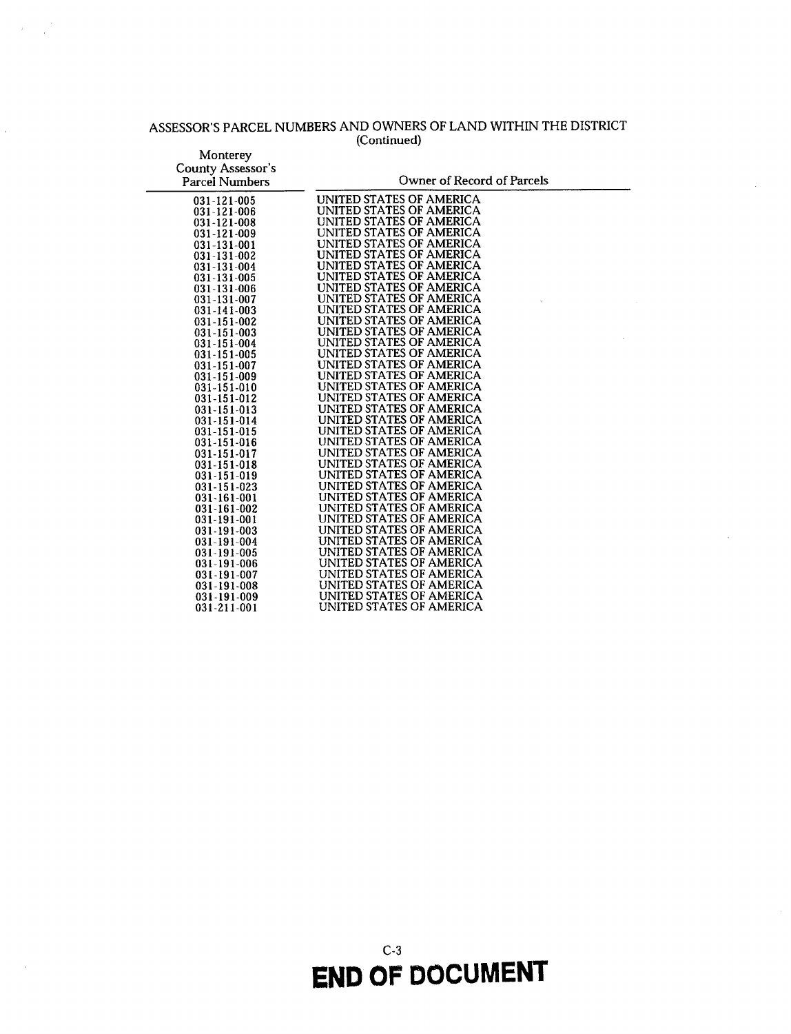ASSESSOR'S PARCEL NUMBERS AND OWNERS OF LAND WITHIN THE DISTRICT
(Continued)

| Monterey County Assessor's Parcel Numbers | Owner of Record of Parcels |
|---|---|
| 031-121-005 | UNITED STATES OF AMERICA |
| 031-121-006 | UNITED STATES OF AMERICA |
| 031-121-008 | UNITED STATES OF AMERICA |
| 031-121-009 | UNITED STATES OF AMERICA |
| 031-131-001 | UNITED STATES OF AMERICA |
| 031-131-002 | UNITED STATES OF AMERICA |
| 031-131-004 | UNITED STATES OF AMERICA |
| 031-131-005 | UNITED STATES OF AMERICA |
| 031-131-006 | UNITED STATES OF AMERICA |
| 031-131-007 | UNITED STATES OF AMERICA |
| 031-141-003 | UNITED STATES OF AMERICA |
| 031-151-002 | UNITED STATES OF AMERICA |
| 031-151-003 | UNITED STATES OF AMERICA |
| 031-151-004 | UNITED STATES OF AMERICA |
| 031-151-005 | UNITED STATES OF AMERICA |
| 031-151-007 | UNITED STATES OF AMERICA |
| 031-151-009 | UNITED STATES OF AMERICA |
| 031-151-010 | UNITED STATES OF AMERICA |
| 031-151-012 | UNITED STATES OF AMERICA |
| 031-151-013 | UNITED STATES OF AMERICA |
| 031-151-014 | UNITED STATES OF AMERICA |
| 031-151-015 | UNITED STATES OF AMERICA |
| 031-151-016 | UNITED STATES OF AMERICA |
| 031-151-017 | UNITED STATES OF AMERICA |
| 031-151-018 | UNITED STATES OF AMERICA |
| 031-151-019 | UNITED STATES OF AMERICA |
| 031-151-023 | UNITED STATES OF AMERICA |
| 031-161-001 | UNITED STATES OF AMERICA |
| 031-161-002 | UNITED STATES OF AMERICA |
| 031-191-001 | UNITED STATES OF AMERICA |
| 031-191-003 | UNITED STATES OF AMERICA |
| 031-191-004 | UNITED STATES OF AMERICA |
| 031-191-005 | UNITED STATES OF AMERICA |
| 031-191-006 | UNITED STATES OF AMERICA |
| 031-191-007 | UNITED STATES OF AMERICA |
| 031-191-008 | UNITED STATES OF AMERICA |
| 031-191-009 | UNITED STATES OF AMERICA |
| 031-211-001 | UNITED STATES OF AMERICA |

**END OF DOCUMENT**